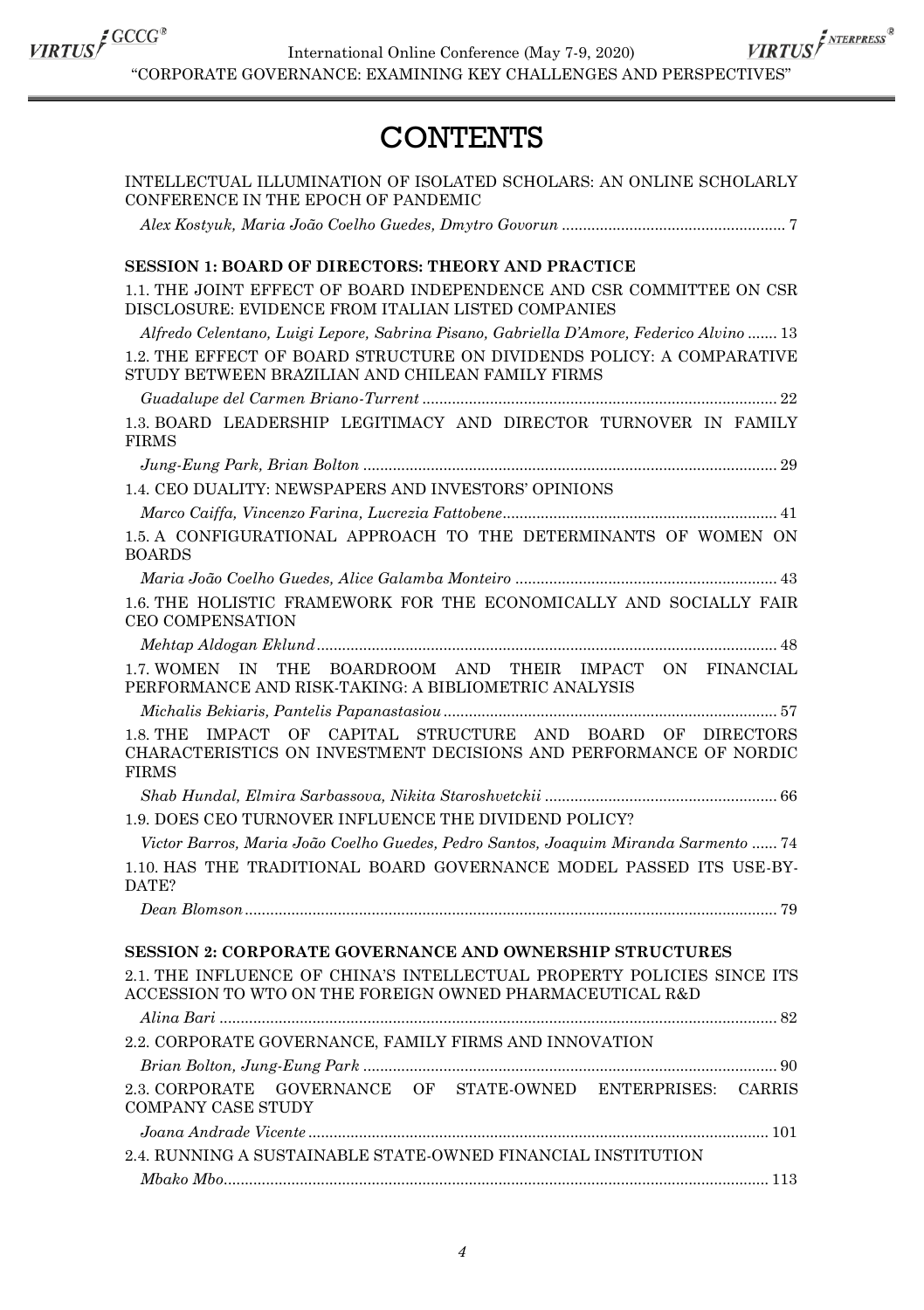# CONTENTS

INTELLECTUAL ILLUMINATION OF ISOLATED SCHOLARS: AN ONLINE SCHOLARLY CONFERENCE IN THE EPOCH OF PANDEMIC

*Alex Kostyuk, Maria João Coelho Guedes, Dmytro Govorun* ..................................................... 7

## SESSION 1: BOARD OF DIRECTORS: THEORY AND PRACTICE

1.1. THE JOINT EFFECT OF BOARD INDEPENDENCE AND CSR COMMITTEE ON CSR DISCLOSURE: EVIDENCE FROM ITALIAN LISTED COMPANIES

*Alfredo Celentano, Luigi Lepore, Sabrina Pisano, Gabriella D'Amore, Federico Alvino* ....... 13

1.2. THE EFFECT OF BOARD STRUCTURE ON DIVIDENDS POLICY: A COMPARATIVE STUDY BETWEEN BRAZILIAN AND CHILEAN FAMILY FIRMS

*Guadalupe del Carmen Briano-Turrent* ................................................................................... 22

1.3. BOARD LEADERSHIP LEGITIMACY AND DIRECTOR TURNOVER IN FAMILY FIRMS

*Jung-Eung Park, Brian Bolton* ................................................................................................. 29

1.4. CEO DUALITY: NEWSPAPERS AND INVESTORS' OPINIONS

*Marco Caiffa, Vincenzo Farina, Lucrezia Fattobene* ................................................................ 41

1.5. A CONFIGURATIONAL APPROACH TO THE DETERMINANTS OF WOMEN ON BOARDS

*Maria João Coelho Guedes, Alice Galamba Monteiro* ............................................................. 43

1.6. THE HOLISTIC FRAMEWORK FOR THE ECONOMICALLY AND SOCIALLY FAIR CEO COMPENSATION

*Mehtap Aldogan Eklund* ............................................................................................................ 48

1.7. WOMEN IN THE BOARDROOM AND THEIR IMPACT ON FINANCIAL PERFORMANCE AND RISK-TAKING: A BIBLIOMETRIC ANALYSIS

*Michalis Bekiaris, Pantelis Papanastasiou* .............................................................................. 57

1.8. THE IMPACT OF CAPITAL STRUCTURE AND BOARD OF DIRECTORS CHARACTERISTICS ON INVESTMENT DECISIONS AND PERFORMANCE OF NORDIC FIRMS

*Shab Hundal, Elmira Sarbassova, Nikita Staroshvetckii* ...................................................... 66

1.9. DOES CEO TURNOVER INFLUENCE THE DIVIDEND POLICY?

*Victor Barros, Maria João Coelho Guedes, Pedro Santos, Joaquim Miranda Sarmento* ...... 74

1.10. HAS THE TRADITIONAL BOARD GOVERNANCE MODEL PASSED ITS USE-BY-DATE?

*Dean Blomson* ............................................................................................................................ 79

## SESSION 2: CORPORATE GOVERNANCE AND OWNERSHIP STRUCTURES

2.1. THE INFLUENCE OF CHINA'S INTELLECTUAL PROPERTY POLICIES SINCE ITS ACCESSION TO WTO ON THE FOREIGN OWNED PHARMACEUTICAL R&D

*Alina Bari* .................................................................................................................................. 82

2.2. CORPORATE GOVERNANCE, FAMILY FIRMS AND INNOVATION

*Brian Bolton, Jung-Eung Park* ................................................................................................. 90

2.3. CORPORATE GOVERNANCE OF STATE-OWNED ENTERPRISES: CARRIS COMPANY CASE STUDY

*Joana Andrade Vicente* ............................................................................................................ 101

2.4. RUNNING A SUSTAINABLE STATE-OWNED FINANCIAL INSTITUTION

*Mbako Mbo* ................................................................................................................................ 113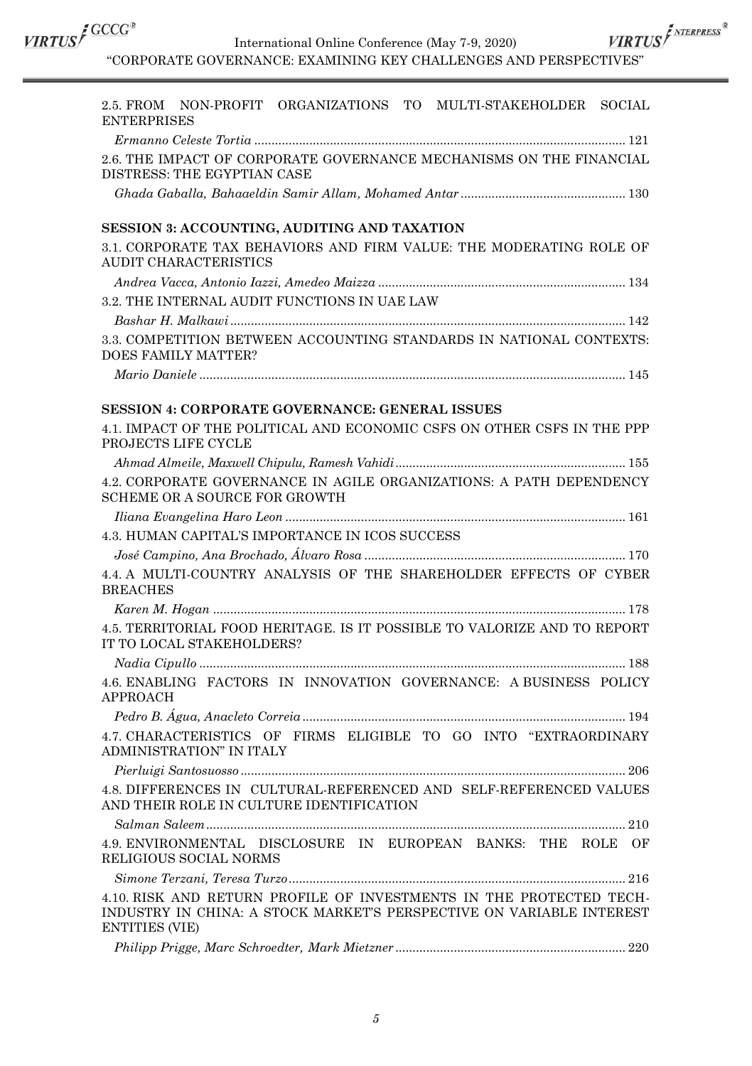2.5. FROM NON-PROFIT ORGANIZATIONS TO MULTI-STAKEHOLDER SOCIAL ENTERPRISES

*Ermanno Celeste Tortia* .......... 121

2.6. THE IMPACT OF CORPORATE GOVERNANCE MECHANISMS ON THE FINANCIAL DISTRESS: THE EGYPTIAN CASE

*Ghada Gaballa, Bahaaeldin Samir Allam, Mohamed Antar* .......... 130

**SESSION 3: ACCOUNTING, AUDITING AND TAXATION**

3.1. CORPORATE TAX BEHAVIORS AND FIRM VALUE: THE MODERATING ROLE OF AUDIT CHARACTERISTICS

*Andrea Vacca, Antonio Iazzi, Amedeo Maizza* .......... 134

3.2. THE INTERNAL AUDIT FUNCTIONS IN UAE LAW

*Bashar H. Malkawi* .......... 142

3.3. COMPETITION BETWEEN ACCOUNTING STANDARDS IN NATIONAL CONTEXTS: DOES FAMILY MATTER?

*Mario Daniele* .......... 145

**SESSION 4: CORPORATE GOVERNANCE: GENERAL ISSUES**

4.1. IMPACT OF THE POLITICAL AND ECONOMIC CSFS ON OTHER CSFS IN THE PPP PROJECTS LIFE CYCLE

*Ahmad Almeile, Maxwell Chipulu, Ramesh Vahidi* .......... 155

4.2. CORPORATE GOVERNANCE IN AGILE ORGANIZATIONS: A PATH DEPENDENCY SCHEME OR A SOURCE FOR GROWTH

*Iliana Evangelina Haro Leon* .......... 161

4.3. HUMAN CAPITAL'S IMPORTANCE IN ICOS SUCCESS

*José Campino, Ana Brochado, Álvaro Rosa* .......... 170

4.4. A MULTI-COUNTRY ANALYSIS OF THE SHAREHOLDER EFFECTS OF CYBER BREACHES

*Karen M. Hogan* .......... 178

4.5. TERRITORIAL FOOD HERITAGE. IS IT POSSIBLE TO VALORIZE AND TO REPORT IT TO LOCAL STAKEHOLDERS?

*Nadia Cipullo* .......... 188

4.6. ENABLING FACTORS IN INNOVATION GOVERNANCE: A BUSINESS POLICY APPROACH

*Pedro B. Água, Anacleto Correia* .......... 194

4.7. CHARACTERISTICS OF FIRMS ELIGIBLE TO GO INTO "EXTRAORDINARY ADMINISTRATION" IN ITALY

*Pierluigi Santosuosso* .......... 206

4.8. DIFFERENCES IN CULTURAL-REFERENCED AND SELF-REFERENCED VALUES AND THEIR ROLE IN CULTURE IDENTIFICATION

*Salman Saleem* .......... 210

4.9. ENVIRONMENTAL DISCLOSURE IN EUROPEAN BANKS: THE ROLE OF RELIGIOUS SOCIAL NORMS

*Simone Terzani, Teresa Turzo* .......... 216

4.10. RISK AND RETURN PROFILE OF INVESTMENTS IN THE PROTECTED TECH-INDUSTRY IN CHINA: A STOCK MARKET'S PERSPECTIVE ON VARIABLE INTEREST ENTITIES (VIE)

*Philipp Prigge, Marc Schroedter, Mark Mietzner* .......... 220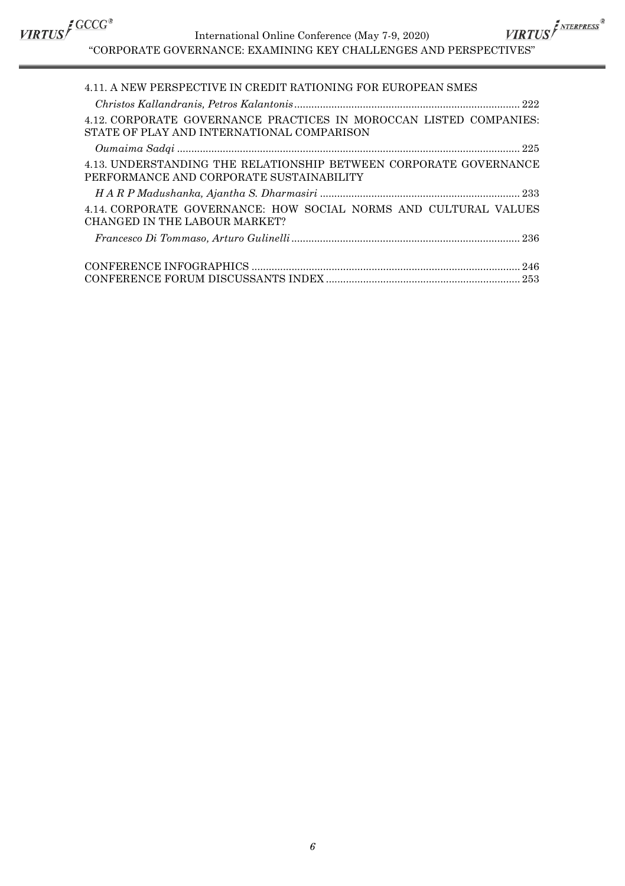4.11. A NEW PERSPECTIVE IN CREDIT RATIONING FOR EUROPEAN SMES

*Christos Kallandranis, Petros Kalantonis* ........................................................................ 222

4.12. CORPORATE GOVERNANCE PRACTICES IN MOROCCAN LISTED COMPANIES: STATE OF PLAY AND INTERNATIONAL COMPARISON

*Oumaima Sadqi* ........................................................................................................ 225

4.13. UNDERSTANDING THE RELATIONSHIP BETWEEN CORPORATE GOVERNANCE PERFORMANCE AND CORPORATE SUSTAINABILITY

*H A R P Madushanka, Ajantha S. Dharmasiri* ........................................................................ 233

4.14. CORPORATE GOVERNANCE: HOW SOCIAL NORMS AND CULTURAL VALUES CHANGED IN THE LABOUR MARKET?

*Francesco Di Tommaso, Arturo Gulinelli* ........................................................................ 236

CONFERENCE INFOGRAPHICS ........................................................................................ 246

CONFERENCE FORUM DISCUSSANTS INDEX ........................................................................ 253